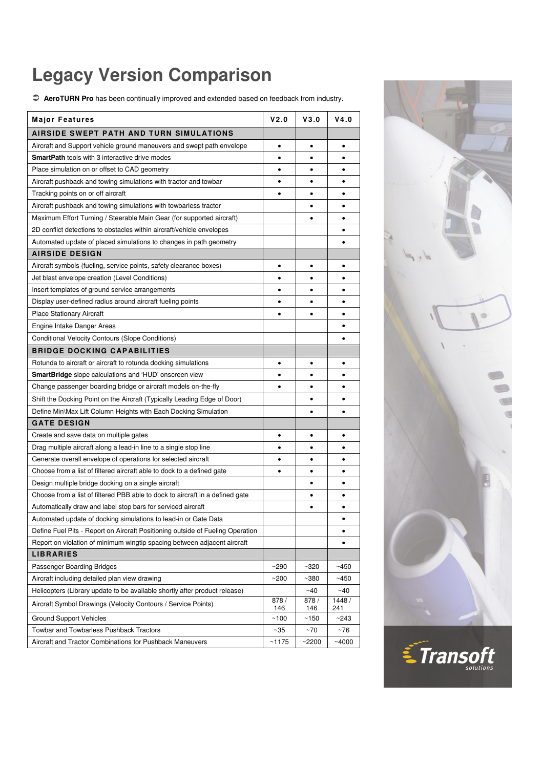# Legacy Version Comparison

➲ **AeroTURN Pro** has been continually improved and extended based on feedback from industry.

| Major Features | V2.0 | V3.0 | V4.0 |
|---|---|---|---|
| **AIRSIDE SWEPT PATH AND TURN SIMULATIONS** | | | |
| Aircraft and Support vehicle ground maneuvers and swept path envelope | • | • | • |
| **SmartPath** tools with 3 interactive drive modes | • | • | • |
| Place simulation on or offset to CAD geometry | • | • | • |
| Aircraft pushback and towing simulations with tractor and towbar | • | • | • |
| Tracking points on or off aircraft | • | • | • |
| Aircraft pushback and towing simulations with towbarless tractor | | • | • |
| Maximum Effort Turning / Steerable Main Gear (for supported aircraft) | | • | • |
| 2D conflict detections to obstacles within aircraft/vehicle envelopes | | | • |
| Automated update of placed simulations to changes in path geometry | | | • |
| **AIRSIDE DESIGN** | | | |
| Aircraft symbols (fueling, service points, safety clearance boxes) | • | • | • |
| Jet blast envelope creation (Level Conditions) | • | • | • |
| Insert templates of ground service arrangements | • | • | • |
| Display user-defined radius around aircraft fueling points | • | • | • |
| Place Stationary Aircraft | • | • | • |
| Engine Intake Danger Areas | | | • |
| Conditional Velocity Contours (Slope Conditions) | | | • |
| **BRIDGE DOCKING CAPABILITIES** | | | |
| Rotunda to aircraft or aircraft to rotunda docking simulations | • | • | • |
| **SmartBridge** slope calculations and 'HUD' onscreen view | • | • | • |
| Change passenger boarding bridge or aircraft models on-the-fly | • | • | • |
| Shift the Docking Point on the Aircraft (Typically Leading Edge of Door) | | • | • |
| Define Min\Max Lift Column Heights with Each Docking Simulation | | • | • |
| **GATE DESIGN** | | | |
| Create and save data on multiple gates | • | • | • |
| Drag multiple aircraft along a lead-in line to a single stop line | • | • | • |
| Generate overall envelope of operations for selected aircraft | • | • | • |
| Choose from a list of filtered aircraft able to dock to a defined gate | • | • | • |
| Design multiple bridge docking on a single aircraft | | • | • |
| Choose from a list of filtered PBB able to dock to aircraft in a defined gate | | • | • |
| Automatically draw and label stop bars for serviced aircraft | | • | • |
| Automated update of docking simulations to lead-in or Gate Data | | | • |
| Define Fuel Pits - Report on Aircraft Positioning outside of Fueling Operation | | | • |
| Report on violation of minimum wingtip spacing between adjacent aircraft | | | • |
| **LIBRARIES** | | | |
| Passenger Boarding Bridges | ~290 | ~320 | ~450 |
| Aircraft including detailed plan view drawing | ~200 | ~380 | ~450 |
| Helicopters (Library update to be available shortly after product release) | | ~40 | ~40 |
| Aircraft Symbol Drawings (Velocity Contours / Service Points) | 878 / 146 | 878 / 146 | 1448 / 241 |
| Ground Support Vehicles | ~100 | ~150 | ~243 |
| Towbar and Towbarless Pushback Tractors | ~35 | ~70 | ~76 |
| Aircraft and Tractor Combinations for Pushback Maneuvers | ~1175 | ~2200 | ~4000 |

Transoft solutions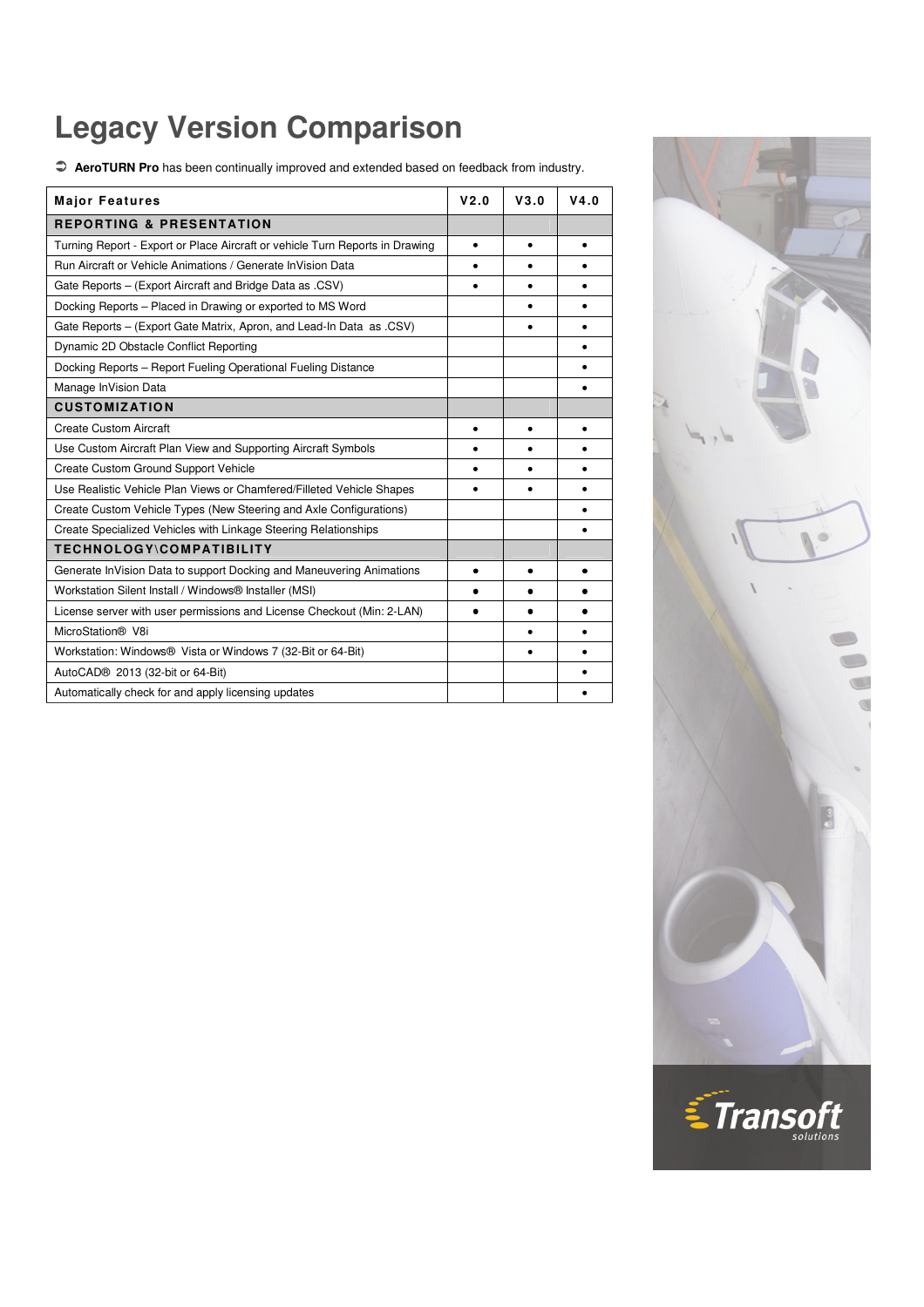# Legacy Version Comparison

➲ **AeroTURN Pro** has been continually improved and extended based on feedback from industry.

| Major Features | V2.0 | V3.0 | V4.0 |
|---|---|---|---|
| **REPORTING & PRESENTATION** | | | |
| Turning Report - Export or Place Aircraft or vehicle Turn Reports in Drawing | • | • | • |
| Run Aircraft or Vehicle Animations / Generate InVision Data | • | • | • |
| Gate Reports – (Export Aircraft and Bridge Data as .CSV) | • | • | • |
| Docking Reports – Placed in Drawing or exported to MS Word | | • | • |
| Gate Reports – (Export Gate Matrix, Apron, and Lead-In Data as .CSV) | | • | • |
| Dynamic 2D Obstacle Conflict Reporting | | | • |
| Docking Reports – Report Fueling Operational Fueling Distance | | | • |
| Manage InVision Data | | | • |
| **CUSTOMIZATION** | | | |
| Create Custom Aircraft | • | • | • |
| Use Custom Aircraft Plan View and Supporting Aircraft Symbols | • | • | • |
| Create Custom Ground Support Vehicle | • | • | • |
| Use Realistic Vehicle Plan Views or Chamfered/Filleted Vehicle Shapes | • | • | • |
| Create Custom Vehicle Types (New Steering and Axle Configurations) | | | • |
| Create Specialized Vehicles with Linkage Steering Relationships | | | • |
| **TECHNOLOGY\COMPATIBILITY** | | | |
| Generate InVision Data to support Docking and Maneuvering Animations | • | • | • |
| Workstation Silent Install / Windows® Installer (MSI) | • | • | • |
| License server with user permissions and License Checkout (Min: 2-LAN) | • | • | • |
| MicroStation® V8i | | • | • |
| Workstation: Windows® Vista or Windows 7 (32-Bit or 64-Bit) | | • | • |
| AutoCAD® 2013 (32-bit or 64-Bit) | | | • |
| Automatically check for and apply licensing updates | | | • |

Transoft solutions